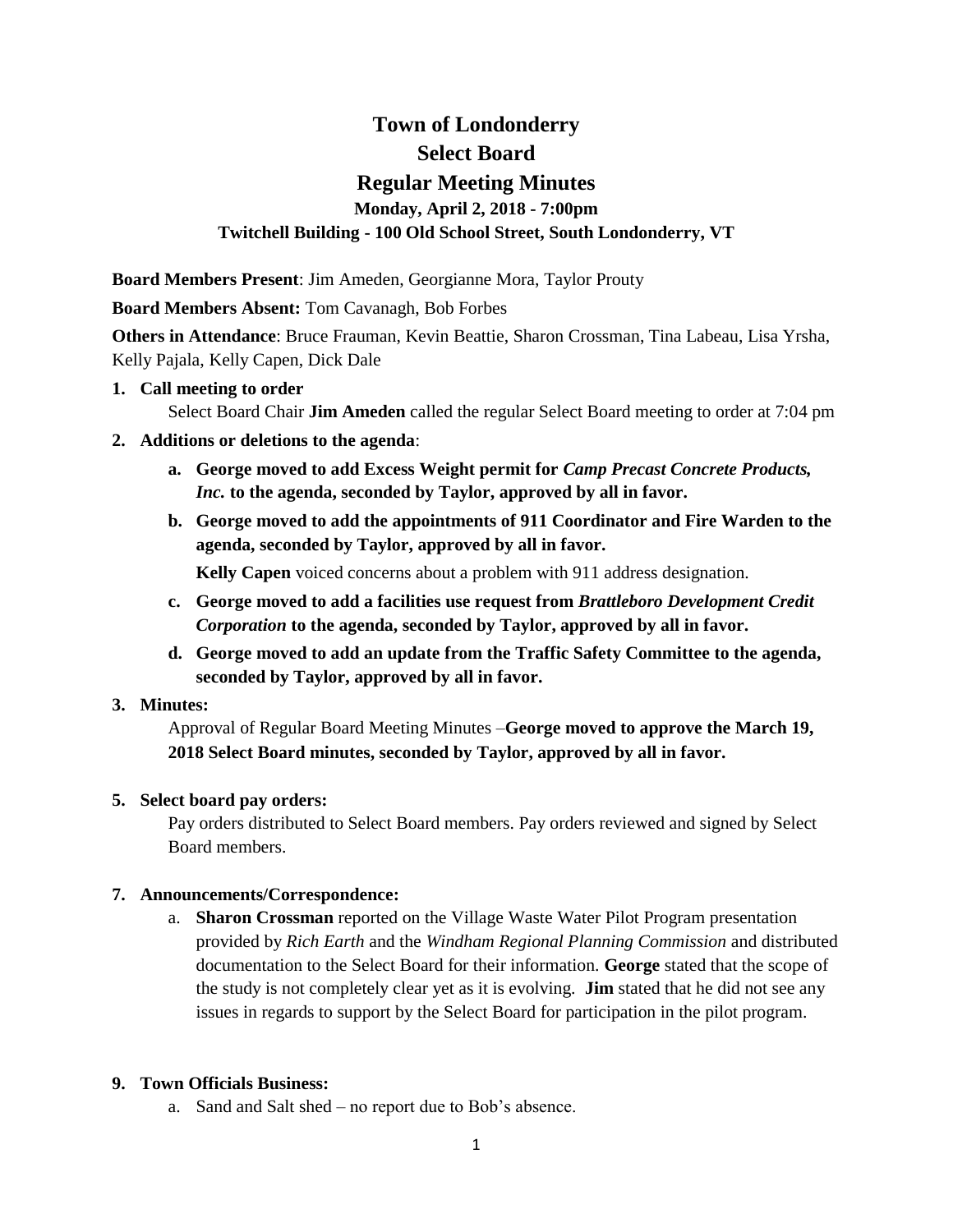# Town of Londonderry
# Select Board
## Regular Meeting Minutes
### Monday, April 2, 2018 - 7:00pm
### Twitchell Building - 100 Old School Street, South Londonderry, VT

**Board Members Present**: Jim Ameden, Georgianne Mora, Taylor Prouty

**Board Members Absent:** Tom Cavanagh, Bob Forbes

**Others in Attendance**: Bruce Frauman, Kevin Beattie, Sharon Crossman, Tina Labeau, Lisa Yrsha, Kelly Pajala, Kelly Capen, Dick Dale

**1. Call meeting to order**

Select Board Chair **Jim Ameden** called the regular Select Board meeting to order at 7:04 pm

**2. Additions or deletions to the agenda**:

a. **George moved to add Excess Weight permit for *Camp Precast Concrete Products, Inc.* to the agenda, seconded by Taylor, approved by all in favor.**

b. **George moved to add the appointments of 911 Coordinator and Fire Warden to the agenda, seconded by Taylor, approved by all in favor.**

**Kelly Capen** voiced concerns about a problem with 911 address designation.

c. **George moved to add a facilities use request from *Brattleboro Development Credit Corporation* to the agenda, seconded by Taylor, approved by all in favor.**

d. **George moved to add an update from the Traffic Safety Committee to the agenda, seconded by Taylor, approved by all in favor.**

**3. Minutes:**

Approval of Regular Board Meeting Minutes –**George moved to approve the March 19, 2018 Select Board minutes, seconded by Taylor, approved by all in favor.**

**5. Select board pay orders:**

Pay orders distributed to Select Board members. Pay orders reviewed and signed by Select Board members.

**7. Announcements/Correspondence:**

a. **Sharon Crossman** reported on the Village Waste Water Pilot Program presentation provided by *Rich Earth* and the *Windham Regional Planning Commission* and distributed documentation to the Select Board for their information. **George** stated that the scope of the study is not completely clear yet as it is evolving. **Jim** stated that he did not see any issues in regards to support by the Select Board for participation in the pilot program.

**9. Town Officials Business:**

a. Sand and Salt shed – no report due to Bob's absence.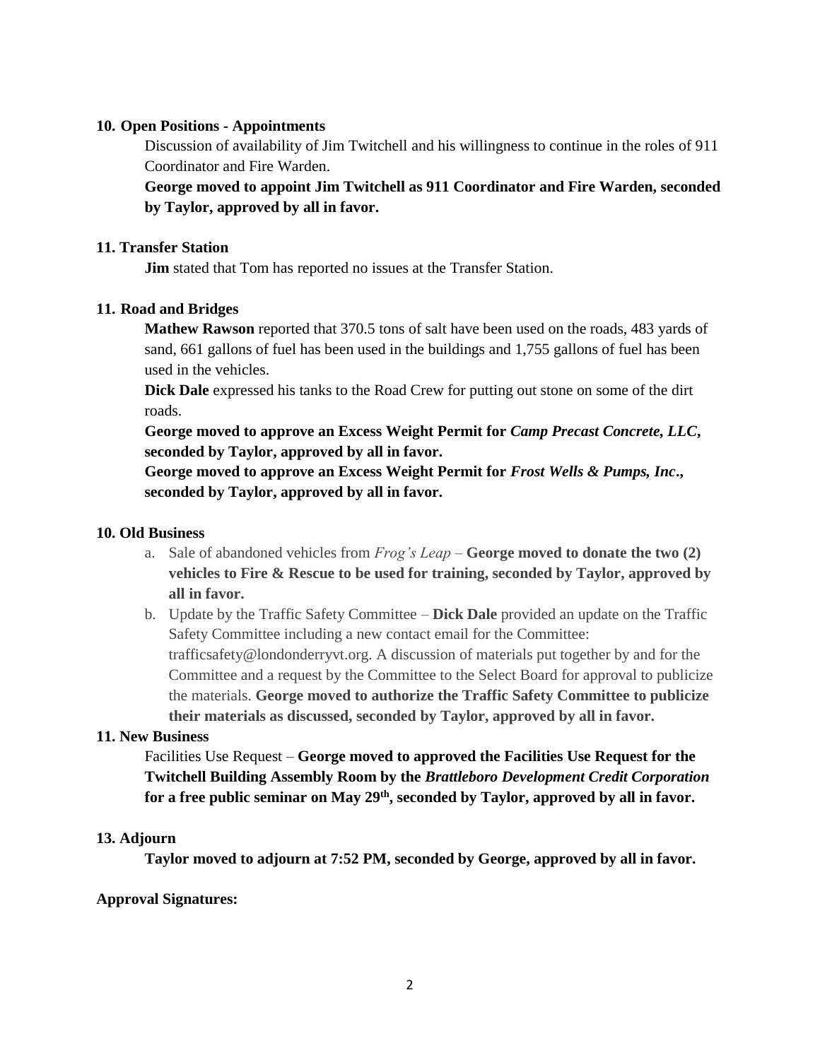**10. Open Positions - Appointments**

Discussion of availability of Jim Twitchell and his willingness to continue in the roles of 911 Coordinator and Fire Warden.

**George moved to appoint Jim Twitchell as 911 Coordinator and Fire Warden, seconded by Taylor, approved by all in favor.**

**11. Transfer Station**

**Jim** stated that Tom has reported no issues at the Transfer Station.

**11. Road and Bridges**

**Mathew Rawson** reported that 370.5 tons of salt have been used on the roads, 483 yards of sand, 661 gallons of fuel has been used in the buildings and 1,755 gallons of fuel has been used in the vehicles.

**Dick Dale** expressed his tanks to the Road Crew for putting out stone on some of the dirt roads.

**George moved to approve an Excess Weight Permit for *Camp Precast Concrete, LLC*, seconded by Taylor, approved by all in favor.**

**George moved to approve an Excess Weight Permit for *Frost Wells & Pumps, Inc*., seconded by Taylor, approved by all in favor.**

**10. Old Business**

a. Sale of abandoned vehicles from *Frog's Leap* – **George moved to donate the two (2) vehicles to Fire & Rescue to be used for training, seconded by Taylor, approved by all in favor.**

b. Update by the Traffic Safety Committee – **Dick Dale** provided an update on the Traffic Safety Committee including a new contact email for the Committee: trafficsafety@londonderryvt.org. A discussion of materials put together by and for the Committee and a request by the Committee to the Select Board for approval to publicize the materials. **George moved to authorize the Traffic Safety Committee to publicize their materials as discussed, seconded by Taylor, approved by all in favor.**

**11. New Business**

Facilities Use Request – **George moved to approved the Facilities Use Request for the Twitchell Building Assembly Room by the *Brattleboro Development Credit Corporation* for a free public seminar on May 29th, seconded by Taylor, approved by all in favor.**

**13. Adjourn**

**Taylor moved to adjourn at 7:52 PM, seconded by George, approved by all in favor.**

**Approval Signatures:**